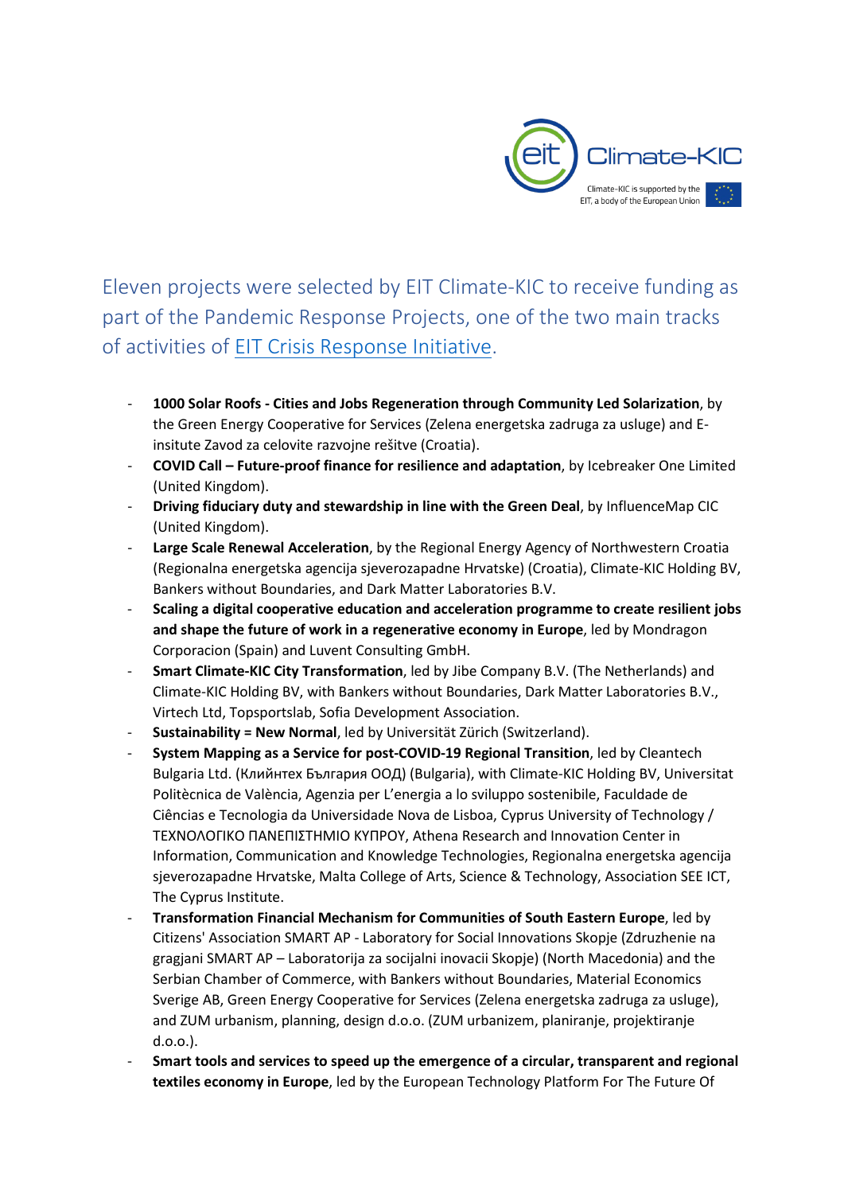Eleven projects were selected by EIT Climate-KIC to receive funding as part of the Pandemic Response Projects, one of the two main tracks of activities of EIT Crisis Response Initiative.

- **1000 Solar Roofs - Cities and Jobs Regeneration through Community Led Solarization**, by the Green Energy Cooperative for Services (Zelena energetska zadruga za usluge) and E-insitute Zavod za celovite razvojne rešitve (Croatia).
- **COVID Call – Future-proof finance for resilience and adaptation**, by Icebreaker One Limited (United Kingdom).
- **Driving fiduciary duty and stewardship in line with the Green Deal**, by InfluenceMap CIC (United Kingdom).
- **Large Scale Renewal Acceleration**, by the Regional Energy Agency of Northwestern Croatia (Regionalna energetska agencija sjeverozapadne Hrvatske) (Croatia), Climate-KIC Holding BV, Bankers without Boundaries, and Dark Matter Laboratories B.V.
- **Scaling a digital cooperative education and acceleration programme to create resilient jobs and shape the future of work in a regenerative economy in Europe**, led by Mondragon Corporacion (Spain) and Luvent Consulting GmbH.
- **Smart Climate-KIC City Transformation**, led by Jibe Company B.V. (The Netherlands) and Climate-KIC Holding BV, with Bankers without Boundaries, Dark Matter Laboratories B.V., Virtech Ltd, Topsportslab, Sofia Development Association.
- **Sustainability = New Normal**, led by Universität Zürich (Switzerland).
- **System Mapping as a Service for post-COVID-19 Regional Transition**, led by Cleantech Bulgaria Ltd. (Клийнтех България ООД) (Bulgaria), with Climate-KIC Holding BV, Universitat Politècnica de València, Agenzia per L'energia a lo sviluppo sostenibile, Faculdade de Ciências e Tecnologia da Universidade Nova de Lisboa, Cyprus University of Technology / ΤΕΧΝΟΛΟΓΙΚΟ ΠΑΝΕΠΙΣΤΗΜΙΟ ΚΥΠΡΟΥ, Athena Research and Innovation Center in Information, Communication and Knowledge Technologies, Regionalna energetska agencija sjeverozapadne Hrvatske, Malta College of Arts, Science & Technology, Association SEE ICT, The Cyprus Institute.
- **Transformation Financial Mechanism for Communities of South Eastern Europe**, led by Citizens' Association SMART AP - Laboratory for Social Innovations Skopje (Zdruzhenie na gragjani SMART AP – Laboratorija za socijalni inovacii Skopje) (North Macedonia) and the Serbian Chamber of Commerce, with Bankers without Boundaries, Material Economics Sverige AB, Green Energy Cooperative for Services (Zelena energetska zadruga za usluge), and ZUM urbanism, planning, design d.o.o. (ZUM urbanizem, planiranje, projektiranje d.o.o.).
- **Smart tools and services to speed up the emergence of a circular, transparent and regional textiles economy in Europe**, led by the European Technology Platform For The Future Of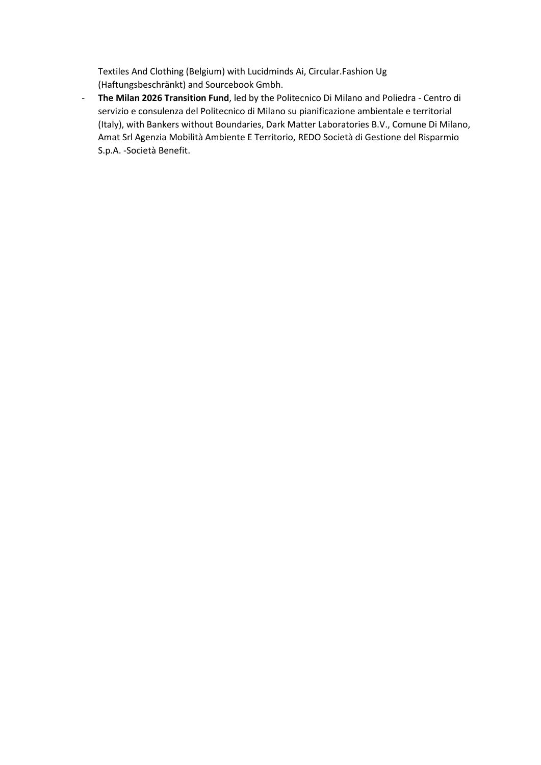Textiles And Clothing (Belgium) with Lucidminds Ai, Circular.Fashion Ug (Haftungsbeschränkt) and Sourcebook Gmbh.

- **The Milan 2026 Transition Fund**, led by the Politecnico Di Milano and Poliedra - Centro di servizio e consulenza del Politecnico di Milano su pianificazione ambientale e territorial (Italy), with Bankers without Boundaries, Dark Matter Laboratories B.V., Comune Di Milano, Amat Srl Agenzia Mobilità Ambiente E Territorio, REDO Società di Gestione del Risparmio S.p.A. -Società Benefit.